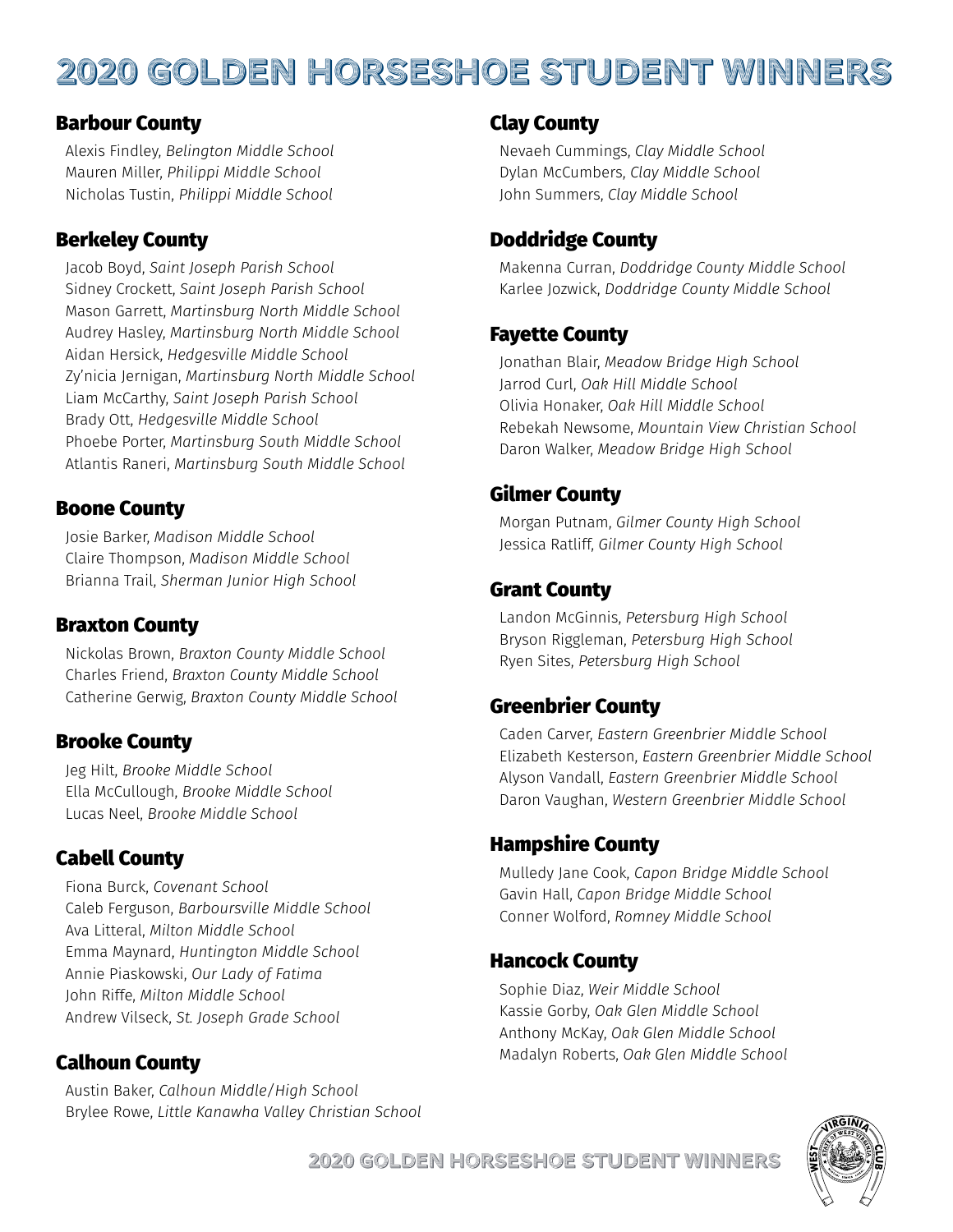# 2020 GOLDEN HORSESHOE STUDENT WINNERS

## Barbour County

Alexis Findley, *Belington Middle School*
Mauren Miller, *Philippi Middle School*
Nicholas Tustin, *Philippi Middle School*

## Berkeley County

Jacob Boyd, *Saint Joseph Parish School*
Sidney Crockett, *Saint Joseph Parish School*
Mason Garrett, *Martinsburg North Middle School*
Audrey Hasley, *Martinsburg North Middle School*
Aidan Hersick, *Hedgesville Middle School*
Zy'nicia Jernigan, *Martinsburg North Middle School*
Liam McCarthy, *Saint Joseph Parish School*
Brady Ott, *Hedgesville Middle School*
Phoebe Porter, *Martinsburg South Middle School*
Atlantis Raneri, *Martinsburg South Middle School*

## Boone County

Josie Barker, *Madison Middle School*
Claire Thompson, *Madison Middle School*
Brianna Trail, *Sherman Junior High School*

## Braxton County

Nickolas Brown, *Braxton County Middle School*
Charles Friend, *Braxton County Middle School*
Catherine Gerwig, *Braxton County Middle School*

## Brooke County

Jeg Hilt, *Brooke Middle School*
Ella McCullough, *Brooke Middle School*
Lucas Neel, *Brooke Middle School*

## Cabell County

Fiona Burck, *Covenant School*
Caleb Ferguson, *Barboursville Middle School*
Ava Litteral, *Milton Middle School*
Emma Maynard, *Huntington Middle School*
Annie Piaskowski, *Our Lady of Fatima*
John Riffe, *Milton Middle School*
Andrew Vilseck, *St. Joseph Grade School*

## Calhoun County

Austin Baker, *Calhoun Middle/High School*
Brylee Rowe, *Little Kanawha Valley Christian School*

## Clay County

Nevaeh Cummings, *Clay Middle School*
Dylan McCumbers, *Clay Middle School*
John Summers, *Clay Middle School*

## Doddridge County

Makenna Curran, *Doddridge County Middle School*
Karlee Jozwick, *Doddridge County Middle School*

## Fayette County

Jonathan Blair, *Meadow Bridge High School*
Jarrod Curl, *Oak Hill Middle School*
Olivia Honaker, *Oak Hill Middle School*
Rebekah Newsome, *Mountain View Christian School*
Daron Walker, *Meadow Bridge High School*

## Gilmer County

Morgan Putnam, *Gilmer County High School*
Jessica Ratliff, *Gilmer County High School*

## Grant County

Landon McGinnis, *Petersburg High School*
Bryson Riggleman, *Petersburg High School*
Ryen Sites, *Petersburg High School*

## Greenbrier County

Caden Carver, *Eastern Greenbrier Middle School*
Elizabeth Kesterson, *Eastern Greenbrier Middle School*
Alyson Vandall, *Eastern Greenbrier Middle School*
Daron Vaughan, *Western Greenbrier Middle School*

## Hampshire County

Mulledy Jane Cook, *Capon Bridge Middle School*
Gavin Hall, *Capon Bridge Middle School*
Conner Wolford, *Romney Middle School*

## Hancock County

Sophie Diaz, *Weir Middle School*
Kassie Gorby, *Oak Glen Middle School*
Anthony McKay, *Oak Glen Middle School*
Madalyn Roberts, *Oak Glen Middle School*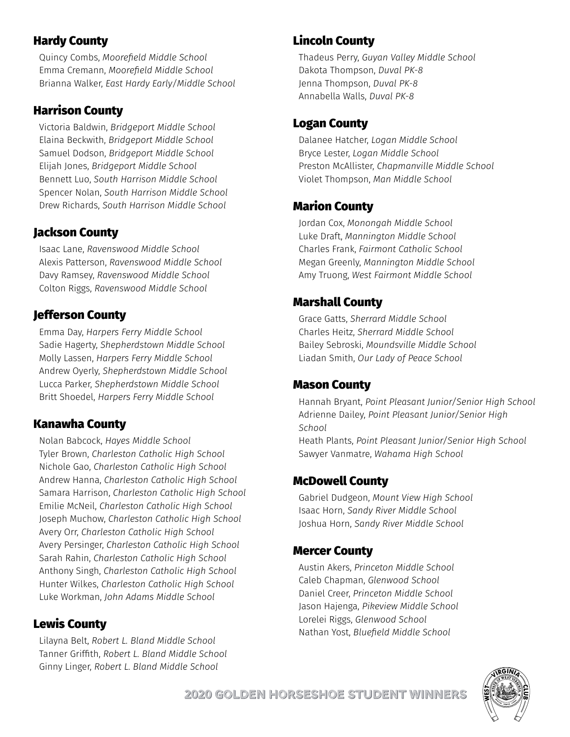## Hardy County

Quincy Combs, *Moorefield Middle School*
Emma Cremann, *Moorefield Middle School*
Brianna Walker, *East Hardy Early/Middle School*

## Harrison County

Victoria Baldwin, *Bridgeport Middle School*
Elaina Beckwith, *Bridgeport Middle School*
Samuel Dodson, *Bridgeport Middle School*
Elijah Jones, *Bridgeport Middle School*
Bennett Luo, *South Harrison Middle School*
Spencer Nolan, *South Harrison Middle School*
Drew Richards, *South Harrison Middle School*

## Jackson County

Isaac Lane, *Ravenswood Middle School*
Alexis Patterson, *Ravenswood Middle School*
Davy Ramsey, *Ravenswood Middle School*
Colton Riggs, *Ravenswood Middle School*

## Jefferson County

Emma Day, *Harpers Ferry Middle School*
Sadie Hagerty, *Shepherdstown Middle School*
Molly Lassen, *Harpers Ferry Middle School*
Andrew Oyerly, *Shepherdstown Middle School*
Lucca Parker, *Shepherdstown Middle School*
Britt Shoedel, *Harpers Ferry Middle School*

## Kanawha County

Nolan Babcock, *Hayes Middle School*
Tyler Brown, *Charleston Catholic High School*
Nichole Gao, *Charleston Catholic High School*
Andrew Hanna, *Charleston Catholic High School*
Samara Harrison, *Charleston Catholic High School*
Emilie McNeil, *Charleston Catholic High School*
Joseph Muchow, *Charleston Catholic High School*
Avery Orr, *Charleston Catholic High School*
Avery Persinger, *Charleston Catholic High School*
Sarah Rahin, *Charleston Catholic High School*
Anthony Singh, *Charleston Catholic High School*
Hunter Wilkes, *Charleston Catholic High School*
Luke Workman, *John Adams Middle School*

## Lewis County

Lilayna Belt, *Robert L. Bland Middle School*
Tanner Griffith, *Robert L. Bland Middle School*
Ginny Linger, *Robert L. Bland Middle School*

## Lincoln County

Thadeus Perry, *Guyan Valley Middle School*
Dakota Thompson, *Duval PK-8*
Jenna Thompson, *Duval PK-8*
Annabella Walls, *Duval PK-8*

## Logan County

Dalanee Hatcher, *Logan Middle School*
Bryce Lester, *Logan Middle School*
Preston McAllister, *Chapmanville Middle School*
Violet Thompson, *Man Middle School*

## Marion County

Jordan Cox, *Monongah Middle School*
Luke Draft, *Mannington Middle School*
Charles Frank, *Fairmont Catholic School*
Megan Greenly, *Mannington Middle School*
Amy Truong, *West Fairmont Middle School*

## Marshall County

Grace Gatts, *Sherrard Middle School*
Charles Heitz, *Sherrard Middle School*
Bailey Sebroski, *Moundsville Middle School*
Liadan Smith, *Our Lady of Peace School*

## Mason County

Hannah Bryant, *Point Pleasant Junior/Senior High School*
Adrienne Dailey, *Point Pleasant Junior/Senior High School*
Heath Plants, *Point Pleasant Junior/Senior High School*
Sawyer Vanmatre, *Wahama High School*

## McDowell County

Gabriel Dudgeon, *Mount View High School*
Isaac Horn, *Sandy River Middle School*
Joshua Horn, *Sandy River Middle School*

## Mercer County

Austin Akers, *Princeton Middle School*
Caleb Chapman, *Glenwood School*
Daniel Creer, *Princeton Middle School*
Jason Hajenga, *Pikeview Middle School*
Lorelei Riggs, *Glenwood School*
Nathan Yost, *Bluefield Middle School*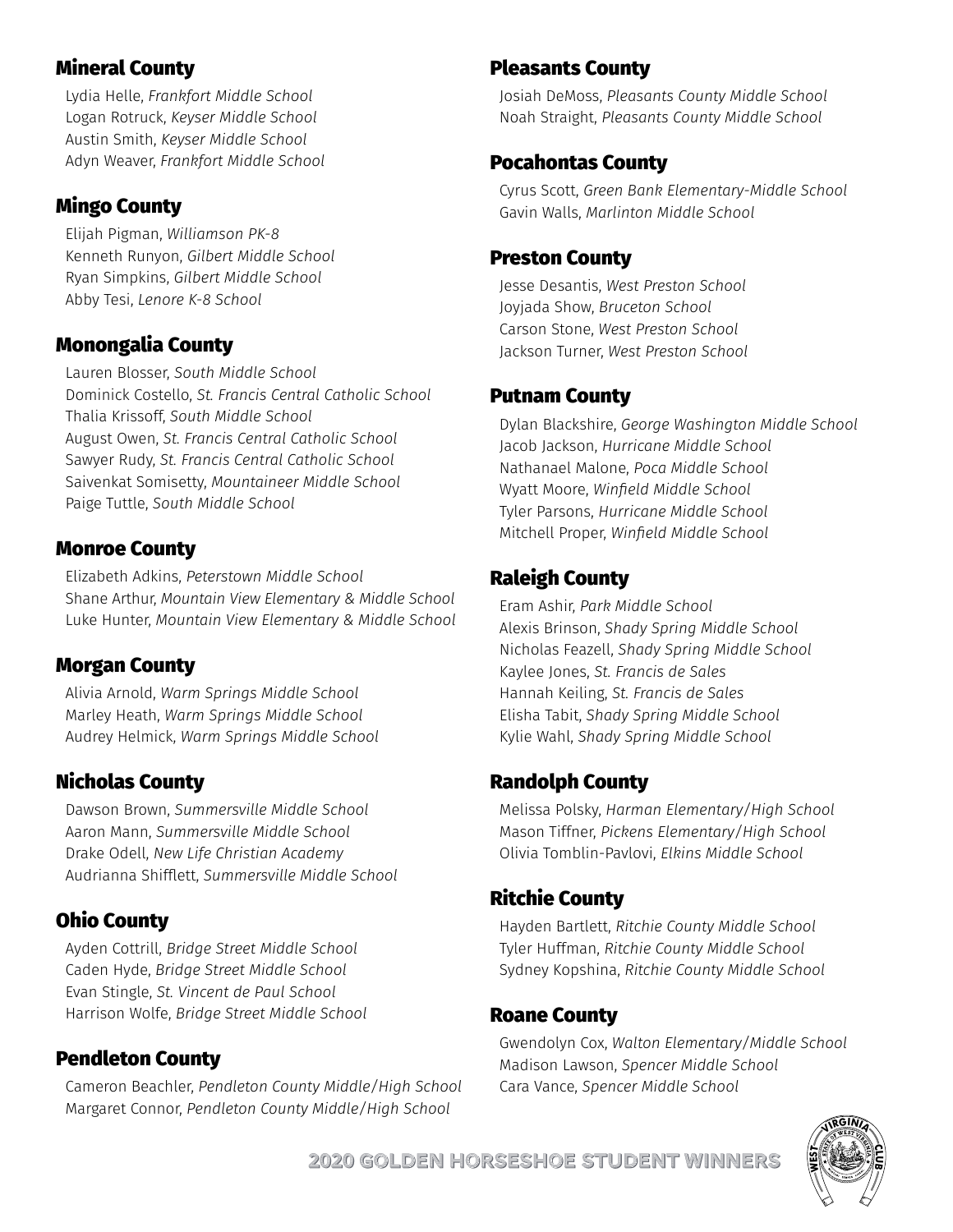## Mineral County

Lydia Helle, *Frankfort Middle School*
Logan Rotruck, *Keyser Middle School*
Austin Smith, *Keyser Middle School*
Adyn Weaver, *Frankfort Middle School*

## Mingo County

Elijah Pigman, *Williamson PK-8*
Kenneth Runyon, *Gilbert Middle School*
Ryan Simpkins, *Gilbert Middle School*
Abby Tesi, *Lenore K-8 School*

## Monongalia County

Lauren Blosser, *South Middle School*
Dominick Costello, *St. Francis Central Catholic School*
Thalia Krissoff, *South Middle School*
August Owen, *St. Francis Central Catholic School*
Sawyer Rudy, *St. Francis Central Catholic School*
Saivenkat Somisetty, *Mountaineer Middle School*
Paige Tuttle, *South Middle School*

## Monroe County

Elizabeth Adkins, *Peterstown Middle School*
Shane Arthur, *Mountain View Elementary & Middle School*
Luke Hunter, *Mountain View Elementary & Middle School*

## Morgan County

Alivia Arnold, *Warm Springs Middle School*
Marley Heath, *Warm Springs Middle School*
Audrey Helmick, *Warm Springs Middle School*

## Nicholas County

Dawson Brown, *Summersville Middle School*
Aaron Mann, *Summersville Middle School*
Drake Odell, *New Life Christian Academy*
Audrianna Shifflett, *Summersville Middle School*

## Ohio County

Ayden Cottrill, *Bridge Street Middle School*
Caden Hyde, *Bridge Street Middle School*
Evan Stingle, *St. Vincent de Paul School*
Harrison Wolfe, *Bridge Street Middle School*

## Pendleton County

Cameron Beachler, *Pendleton County Middle/High School*
Margaret Connor, *Pendleton County Middle/High School*

## Pleasants County

Josiah DeMoss, *Pleasants County Middle School*
Noah Straight, *Pleasants County Middle School*

## Pocahontas County

Cyrus Scott, *Green Bank Elementary-Middle School*
Gavin Walls, *Marlinton Middle School*

## Preston County

Jesse Desantis, *West Preston School*
Joyjada Show, *Bruceton School*
Carson Stone, *West Preston School*
Jackson Turner, *West Preston School*

## Putnam County

Dylan Blackshire, *George Washington Middle School*
Jacob Jackson, *Hurricane Middle School*
Nathanael Malone, *Poca Middle School*
Wyatt Moore, *Winfield Middle School*
Tyler Parsons, *Hurricane Middle School*
Mitchell Proper, *Winfield Middle School*

## Raleigh County

Eram Ashir, *Park Middle School*
Alexis Brinson, *Shady Spring Middle School*
Nicholas Feazell, *Shady Spring Middle School*
Kaylee Jones, *St. Francis de Sales*
Hannah Keiling, *St. Francis de Sales*
Elisha Tabit, *Shady Spring Middle School*
Kylie Wahl, *Shady Spring Middle School*

## Randolph County

Melissa Polsky, *Harman Elementary/High School*
Mason Tiffner, *Pickens Elementary/High School*
Olivia Tomblin-Pavlovi, *Elkins Middle School*

## Ritchie County

Hayden Bartlett, *Ritchie County Middle School*
Tyler Huffman, *Ritchie County Middle School*
Sydney Kopshina, *Ritchie County Middle School*

## Roane County

Gwendolyn Cox, *Walton Elementary/Middle School*
Madison Lawson, *Spencer Middle School*
Cara Vance, *Spencer Middle School*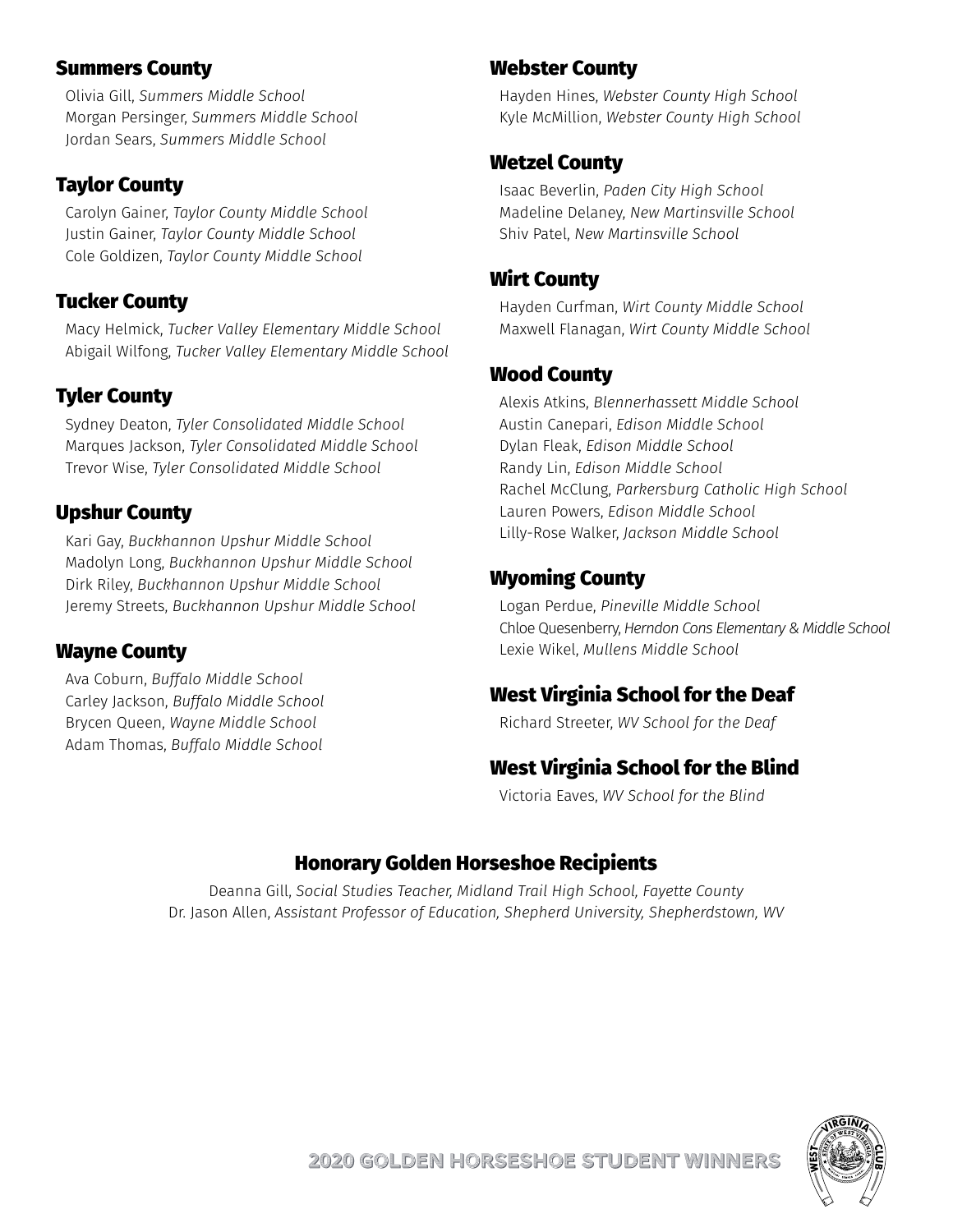## Summers County

Olivia Gill, *Summers Middle School*
Morgan Persinger, *Summers Middle School*
Jordan Sears, *Summers Middle School*

## Taylor County

Carolyn Gainer, *Taylor County Middle School*
Justin Gainer, *Taylor County Middle School*
Cole Goldizen, *Taylor County Middle School*

## Tucker County

Macy Helmick, *Tucker Valley Elementary Middle School*
Abigail Wilfong, *Tucker Valley Elementary Middle School*

## Tyler County

Sydney Deaton, *Tyler Consolidated Middle School*
Marques Jackson, *Tyler Consolidated Middle School*
Trevor Wise, *Tyler Consolidated Middle School*

## Upshur County

Kari Gay, *Buckhannon Upshur Middle School*
Madolyn Long, *Buckhannon Upshur Middle School*
Dirk Riley, *Buckhannon Upshur Middle School*
Jeremy Streets, *Buckhannon Upshur Middle School*

## Wayne County

Ava Coburn, *Buffalo Middle School*
Carley Jackson, *Buffalo Middle School*
Brycen Queen, *Wayne Middle School*
Adam Thomas, *Buffalo Middle School*

## Webster County

Hayden Hines, *Webster County High School*
Kyle McMillion, *Webster County High School*

## Wetzel County

Isaac Beverlin, *Paden City High School*
Madeline Delaney, *New Martinsville School*
Shiv Patel, *New Martinsville School*

## Wirt County

Hayden Curfman, *Wirt County Middle School*
Maxwell Flanagan, *Wirt County Middle School*

## Wood County

Alexis Atkins, *Blennerhassett Middle School*
Austin Canepari, *Edison Middle School*
Dylan Fleak, *Edison Middle School*
Randy Lin, *Edison Middle School*
Rachel McClung, *Parkersburg Catholic High School*
Lauren Powers, *Edison Middle School*
Lilly-Rose Walker, *Jackson Middle School*

## Wyoming County

Logan Perdue, *Pineville Middle School*
Chloe Quesenberry, *Herndon Cons Elementary & Middle School*
Lexie Wikel, *Mullens Middle School*

## West Virginia School for the Deaf

Richard Streeter, *WV School for the Deaf*

## West Virginia School for the Blind

Victoria Eaves, *WV School for the Blind*

## Honorary Golden Horseshoe Recipients

Deanna Gill, *Social Studies Teacher, Midland Trail High School, Fayette County*
Dr. Jason Allen, *Assistant Professor of Education, Shepherd University, Shepherdstown, WV*